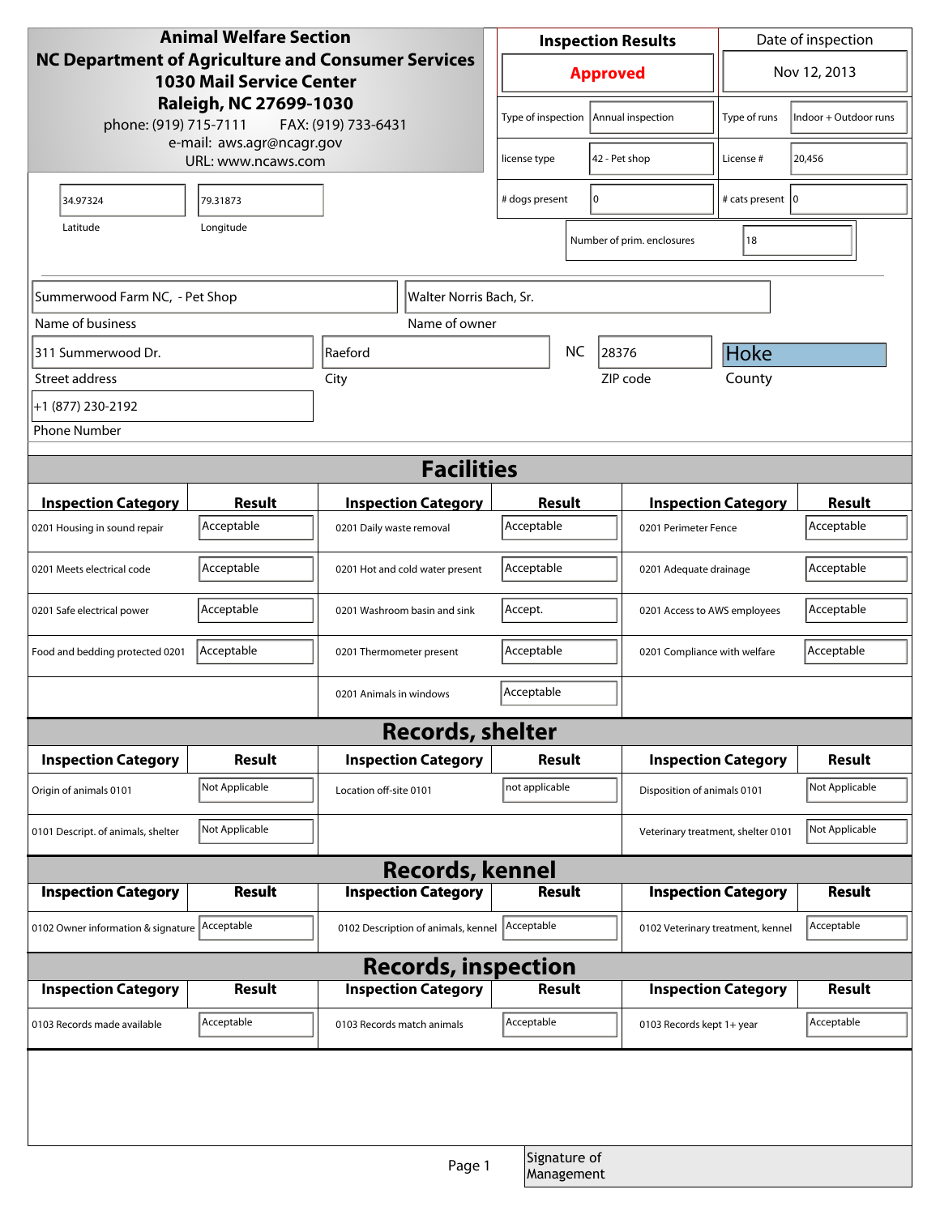**Animal Welfare Section**
**NC Department of Agriculture and Consumer Services**
**1030 Mail Service Center**
**Raleigh, NC 27699-1030**
phone: (919) 715-7111 FAX: (919) 733-6431
e-mail: aws.agr@ncagr.gov
URL: www.ncaws.com

| Inspection Results | Date of inspection |
|---|---|
| **Approved** | Nov 12, 2013 |

| | | | |
|---|---|---|---|
| Type of inspection | Annual inspection | Type of runs | Indoor + Outdoor runs |
| license type | 42 - Pet shop | License # | 20,456 |
| # dogs present | 0 | # cats present | 0 |
| Number of prim. enclosures | 18 | | |

| Latitude | Longitude |
|---|---|
| 34.97324 | 79.31873 |

| Field | Value |
|---|---|
| Name of business | Summerwood Farm NC, - Pet Shop |
| Name of owner | Walter Norris Bach, Sr. |
| Street address | 311 Summerwood Dr. |
| City | Raeford |
| State | NC |
| ZIP code | 28376 |
| County | Hoke |
| Phone Number | +1 (877) 230-2192 |

## Facilities

| Inspection Category | Result | Inspection Category | Result | Inspection Category | Result |
|---|---|---|---|---|---|
| 0201 Housing in sound repair | Acceptable | 0201 Daily waste removal | Acceptable | 0201 Perimeter Fence | Acceptable |
| 0201 Meets electrical code | Acceptable | 0201 Hot and cold water present | Acceptable | 0201 Adequate drainage | Acceptable |
| 0201 Safe electrical power | Acceptable | 0201 Washroom basin and sink | Accept. | 0201 Access to AWS employees | Acceptable |
| Food and bedding protected 0201 | Acceptable | 0201 Thermometer present | Acceptable | 0201 Compliance with welfare | Acceptable |
| | | 0201 Animals in windows | Acceptable | | |

## Records, shelter

| Inspection Category | Result | Inspection Category | Result | Inspection Category | Result |
|---|---|---|---|---|---|
| Origin of animals 0101 | Not Applicable | Location off-site 0101 | not applicable | Disposition of animals 0101 | Not Applicable |
| 0101 Descript. of animals, shelter | Not Applicable | | | Veterinary treatment, shelter 0101 | Not Applicable |

## Records, kennel

| Inspection Category | Result | Inspection Category | Result | Inspection Category | Result |
|---|---|---|---|---|---|
| 0102 Owner information & signature | Acceptable | 0102 Description of animals, kennel | Acceptable | 0102 Veterinary treatment, kennel | Acceptable |

## Records, inspection

| Inspection Category | Result | Inspection Category | Result | Inspection Category | Result |
|---|---|---|---|---|---|
| 0103 Records made available | Acceptable | 0103 Records match animals | Acceptable | 0103 Records kept 1+ year | Acceptable |

Signature of Management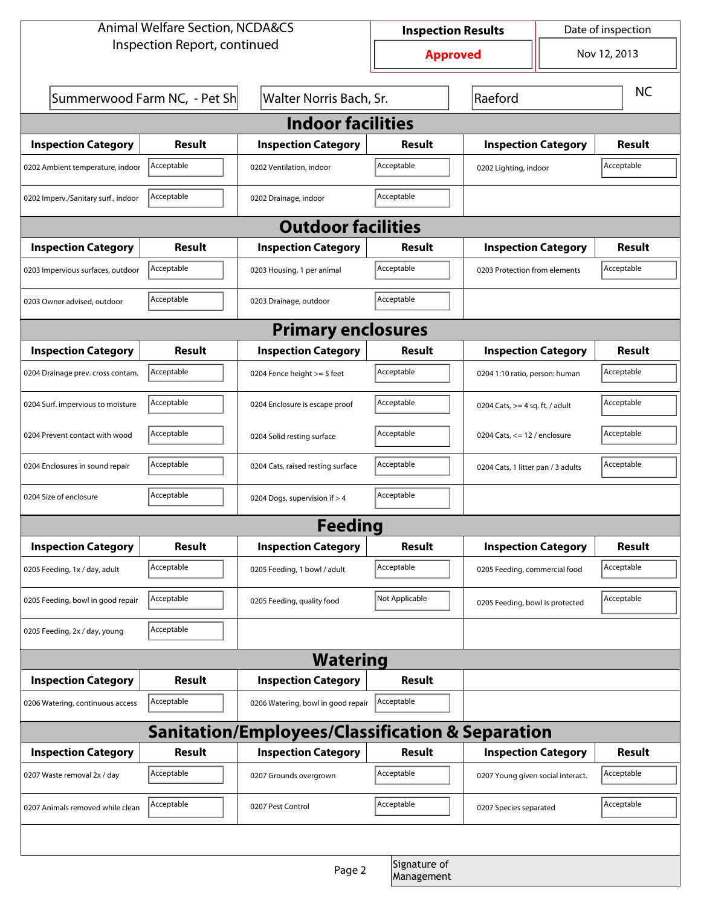Animal Welfare Section, NCDA&CS
Inspection Report, continued

| Inspection Results | Date of inspection |
|---|---|
| Approved | Nov 12, 2013 |

| Summerwood Farm NC, - Pet Sh | Walter Norris Bach, Sr. | Raeford | NC |
|---|---|---|---|

## Indoor facilities

| Inspection Category | Result | Inspection Category | Result | Inspection Category | Result |
|---|---|---|---|---|---|
| 0202 Ambient temperature, indoor | Acceptable | 0202 Ventilation, indoor | Acceptable | 0202 Lighting, indoor | Acceptable |
| 0202 Imperv./Sanitary surf., indoor | Acceptable | 0202 Drainage, indoor | Acceptable | | |

## Outdoor facilities

| Inspection Category | Result | Inspection Category | Result | Inspection Category | Result |
|---|---|---|---|---|---|
| 0203 Impervious surfaces, outdoor | Acceptable | 0203 Housing, 1 per animal | Acceptable | 0203 Protection from elements | Acceptable |
| 0203 Owner advised, outdoor | Acceptable | 0203 Drainage, outdoor | Acceptable | | |

## Primary enclosures

| Inspection Category | Result | Inspection Category | Result | Inspection Category | Result |
|---|---|---|---|---|---|
| 0204 Drainage prev. cross contam. | Acceptable | 0204 Fence height >= 5 feet | Acceptable | 0204 1:10 ratio, person: human | Acceptable |
| 0204 Surf. impervious to moisture | Acceptable | 0204 Enclosure is escape proof | Acceptable | 0204 Cats, >= 4 sq. ft. / adult | Acceptable |
| 0204 Prevent contact with wood | Acceptable | 0204 Solid resting surface | Acceptable | 0204 Cats, <= 12 / enclosure | Acceptable |
| 0204 Enclosures in sound repair | Acceptable | 0204 Cats, raised resting surface | Acceptable | 0204 Cats, 1 litter pan / 3 adults | Acceptable |
| 0204 Size of enclosure | Acceptable | 0204 Dogs, supervision if > 4 | Acceptable | | |

## Feeding

| Inspection Category | Result | Inspection Category | Result | Inspection Category | Result |
|---|---|---|---|---|---|
| 0205 Feeding, 1x / day, adult | Acceptable | 0205 Feeding, 1 bowl / adult | Acceptable | 0205 Feeding, commercial food | Acceptable |
| 0205 Feeding, bowl in good repair | Acceptable | 0205 Feeding, quality food | Not Applicable | 0205 Feeding, bowl is protected | Acceptable |
| 0205 Feeding, 2x / day, young | Acceptable | | | | |

## Watering

| Inspection Category | Result | Inspection Category | Result |
|---|---|---|---|
| 0206 Watering, continuous access | Acceptable | 0206 Watering, bowl in good repair | Acceptable |

## Sanitation/Employees/Classification & Separation

| Inspection Category | Result | Inspection Category | Result | Inspection Category | Result |
|---|---|---|---|---|---|
| 0207 Waste removal 2x / day | Acceptable | 0207 Grounds overgrown | Acceptable | 0207 Young given social interact. | Acceptable |
| 0207 Animals removed while clean | Acceptable | 0207 Pest Control | Acceptable | 0207 Species separated | Acceptable |

Signature of Management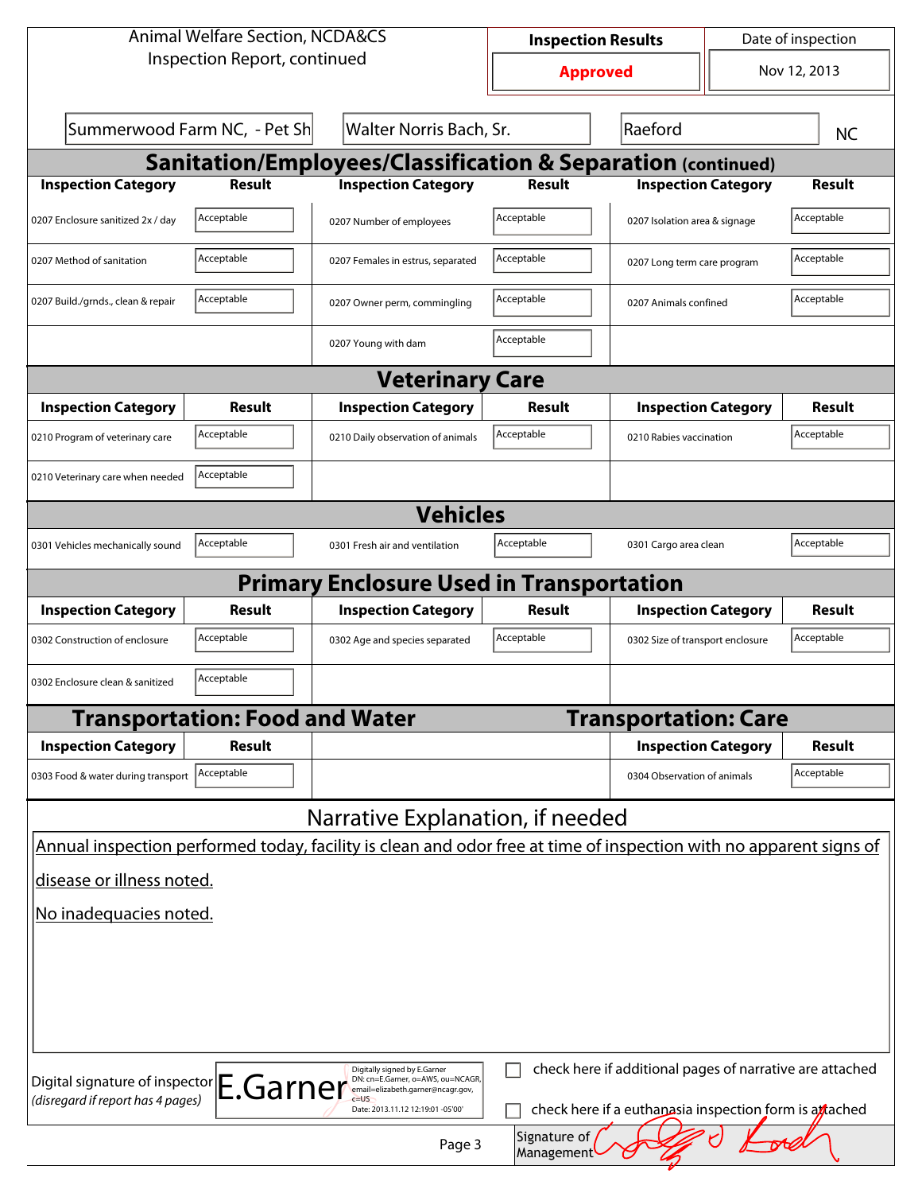Animal Welfare Section, NCDA&CS
Inspection Report, continued

| Inspection Results | Date of inspection |
|---|---|
| **Approved** | Nov 12, 2013 |

| Summerwood Farm NC, - Pet Sh | Walter Norris Bach, Sr. | Raeford | NC |
|---|---|---|---|

## Sanitation/Employees/Classification & Separation (continued)

| Inspection Category | Result | Inspection Category | Result | Inspection Category | Result |
|---|---|---|---|---|---|
| 0207 Enclosure sanitized 2x / day | Acceptable | 0207 Number of employees | Acceptable | 0207 Isolation area & signage | Acceptable |
| 0207 Method of sanitation | Acceptable | 0207 Females in estrus, separated | Acceptable | 0207 Long term care program | Acceptable |
| 0207 Build./grnds., clean & repair | Acceptable | 0207 Owner perm, commingling | Acceptable | 0207 Animals confined | Acceptable |
| | | 0207 Young with dam | Acceptable | | |

## Veterinary Care

| Inspection Category | Result | Inspection Category | Result | Inspection Category | Result |
|---|---|---|---|---|---|
| 0210 Program of veterinary care | Acceptable | 0210 Daily observation of animals | Acceptable | 0210 Rabies vaccination | Acceptable |
| 0210 Veterinary care when needed | Acceptable | | | | |

## Vehicles

| Inspection Category | Result | Inspection Category | Result | Inspection Category | Result |
|---|---|---|---|---|---|
| 0301 Vehicles mechanically sound | Acceptable | 0301 Fresh air and ventilation | Acceptable | 0301 Cargo area clean | Acceptable |

## Primary Enclosure Used in Transportation

| Inspection Category | Result | Inspection Category | Result | Inspection Category | Result |
|---|---|---|---|---|---|
| 0302 Construction of enclosure | Acceptable | 0302 Age and species separated | Acceptable | 0302 Size of transport enclosure | Acceptable |
| 0302 Enclosure clean & sanitized | Acceptable | | | | |

## Transportation: Food and Water

| Inspection Category | Result |
|---|---|
| 0303 Food & water during transport | Acceptable |

## Transportation: Care

| Inspection Category | Result |
|---|---|
| 0304 Observation of animals | Acceptable |

## Narrative Explanation, if needed

Annual inspection performed today, facility is clean and odor free at time of inspection with no apparent signs of disease or illness noted.

No inadequacies noted.

Digital signature of inspector *(disregard if report has 4 pages)*: E.Garner — Digitally signed by E.Garner DN: cn=E.Garner, o=AWS, ou=NCAGR, email=elizabeth.garner@ncagr.gov, c=US Date: 2013.11.12 12:19:01 -05'00'

☐ check here if additional pages of narrative are attached

☐ check here if a euthanasia inspection form is attached

Signature of Management: [signature]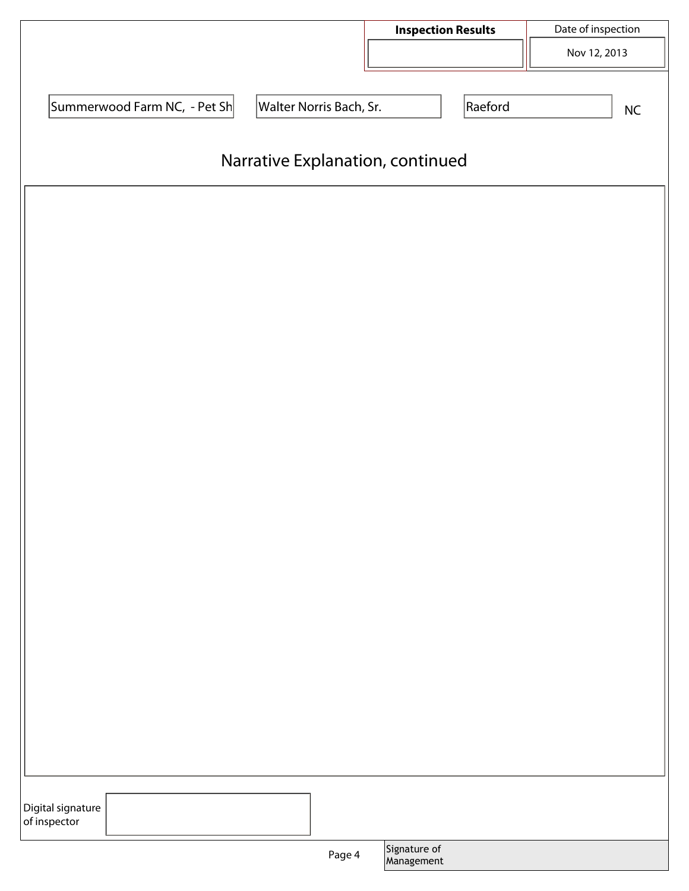| Inspection Results | Date of inspection |
| --- | --- |
| | Nov 12, 2013 |

Summerwood Farm NC, - Pet Sh | Walter Norris Bach, Sr. | Raeford | NC

## Narrative Explanation, continued

Digital signature of inspector

Signature of Management